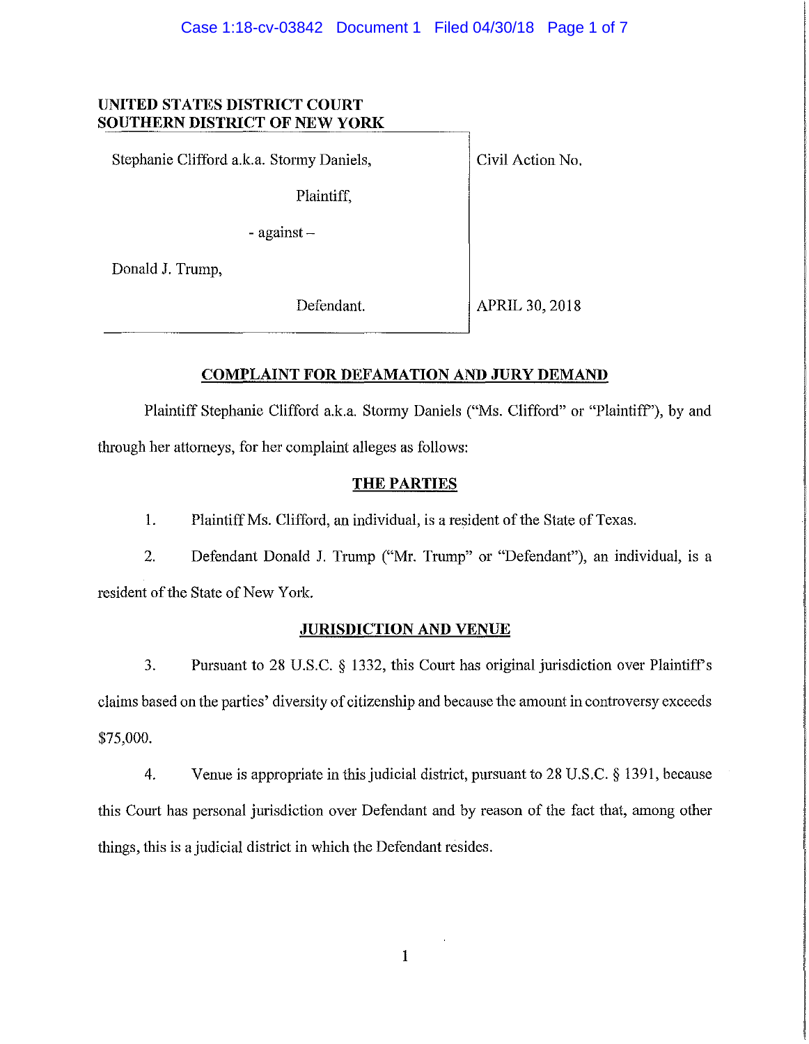**UNITED STATES DISTRICT COURT**
**SOUTHERN DISTRICT OF NEW YORK**

| | |
|---|---|
| Stephanie Clifford a.k.a. Stormy Daniels, Plaintiff, - against – Donald J. Trump, Defendant. | Civil Action No. APRIL 30, 2018 |

## COMPLAINT FOR DEFAMATION AND JURY DEMAND

Plaintiff Stephanie Clifford a.k.a. Stormy Daniels ("Ms. Clifford" or "Plaintiff"), by and through her attorneys, for her complaint alleges as follows:

## THE PARTIES

1. Plaintiff Ms. Clifford, an individual, is a resident of the State of Texas.

2. Defendant Donald J. Trump ("Mr. Trump" or "Defendant"), an individual, is a resident of the State of New York.

## JURISDICTION AND VENUE

3. Pursuant to 28 U.S.C. § 1332, this Court has original jurisdiction over Plaintiff's claims based on the parties' diversity of citizenship and because the amount in controversy exceeds $75,000.

4. Venue is appropriate in this judicial district, pursuant to 28 U.S.C. § 1391, because this Court has personal jurisdiction over Defendant and by reason of the fact that, among other things, this is a judicial district in which the Defendant resides.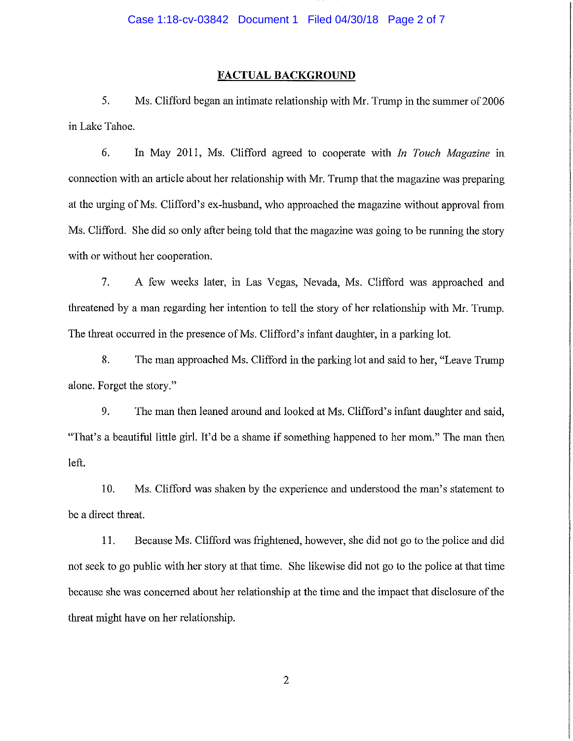## FACTUAL BACKGROUND

5. Ms. Clifford began an intimate relationship with Mr. Trump in the summer of 2006 in Lake Tahoe.

6. In May 2011, Ms. Clifford agreed to cooperate with *In Touch Magazine* in connection with an article about her relationship with Mr. Trump that the magazine was preparing at the urging of Ms. Clifford's ex-husband, who approached the magazine without approval from Ms. Clifford. She did so only after being told that the magazine was going to be running the story with or without her cooperation.

7. A few weeks later, in Las Vegas, Nevada, Ms. Clifford was approached and threatened by a man regarding her intention to tell the story of her relationship with Mr. Trump. The threat occurred in the presence of Ms. Clifford's infant daughter, in a parking lot.

8. The man approached Ms. Clifford in the parking lot and said to her, "Leave Trump alone. Forget the story."

9. The man then leaned around and looked at Ms. Clifford's infant daughter and said, "That's a beautiful little girl. It'd be a shame if something happened to her mom." The man then left.

10. Ms. Clifford was shaken by the experience and understood the man's statement to be a direct threat.

11. Because Ms. Clifford was frightened, however, she did not go to the police and did not seek to go public with her story at that time. She likewise did not go to the police at that time because she was concerned about her relationship at the time and the impact that disclosure of the threat might have on her relationship.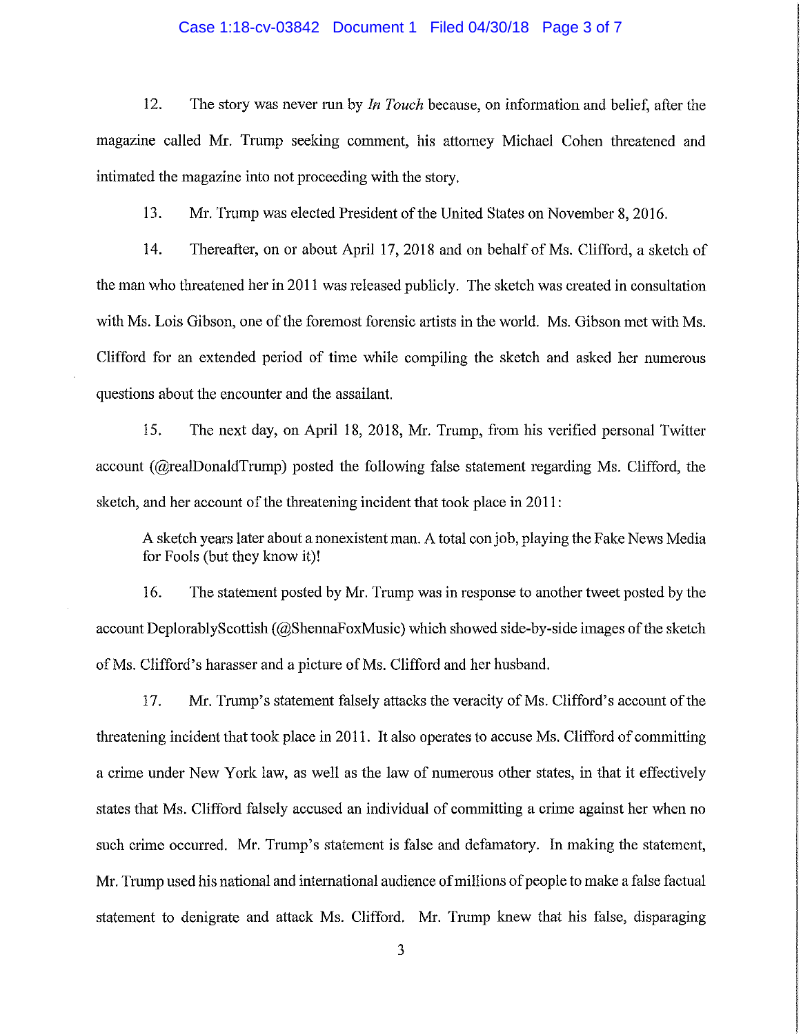12. The story was never run by *In Touch* because, on information and belief, after the magazine called Mr. Trump seeking comment, his attorney Michael Cohen threatened and intimated the magazine into not proceeding with the story.

13. Mr. Trump was elected President of the United States on November 8, 2016.

14. Thereafter, on or about April 17, 2018 and on behalf of Ms. Clifford, a sketch of the man who threatened her in 2011 was released publicly. The sketch was created in consultation with Ms. Lois Gibson, one of the foremost forensic artists in the world. Ms. Gibson met with Ms. Clifford for an extended period of time while compiling the sketch and asked her numerous questions about the encounter and the assailant.

15. The next day, on April 18, 2018, Mr. Trump, from his verified personal Twitter account (@realDonaldTrump) posted the following false statement regarding Ms. Clifford, the sketch, and her account of the threatening incident that took place in 2011:

> A sketch years later about a nonexistent man. A total con job, playing the Fake News Media for Fools (but they know it)!

16. The statement posted by Mr. Trump was in response to another tweet posted by the account DeplorablyScottish (@ShennaFoxMusic) which showed side-by-side images of the sketch of Ms. Clifford's harasser and a picture of Ms. Clifford and her husband.

17. Mr. Trump's statement falsely attacks the veracity of Ms. Clifford's account of the threatening incident that took place in 2011. It also operates to accuse Ms. Clifford of committing a crime under New York law, as well as the law of numerous other states, in that it effectively states that Ms. Clifford falsely accused an individual of committing a crime against her when no such crime occurred. Mr. Trump's statement is false and defamatory. In making the statement, Mr. Trump used his national and international audience of millions of people to make a false factual statement to denigrate and attack Ms. Clifford. Mr. Trump knew that his false, disparaging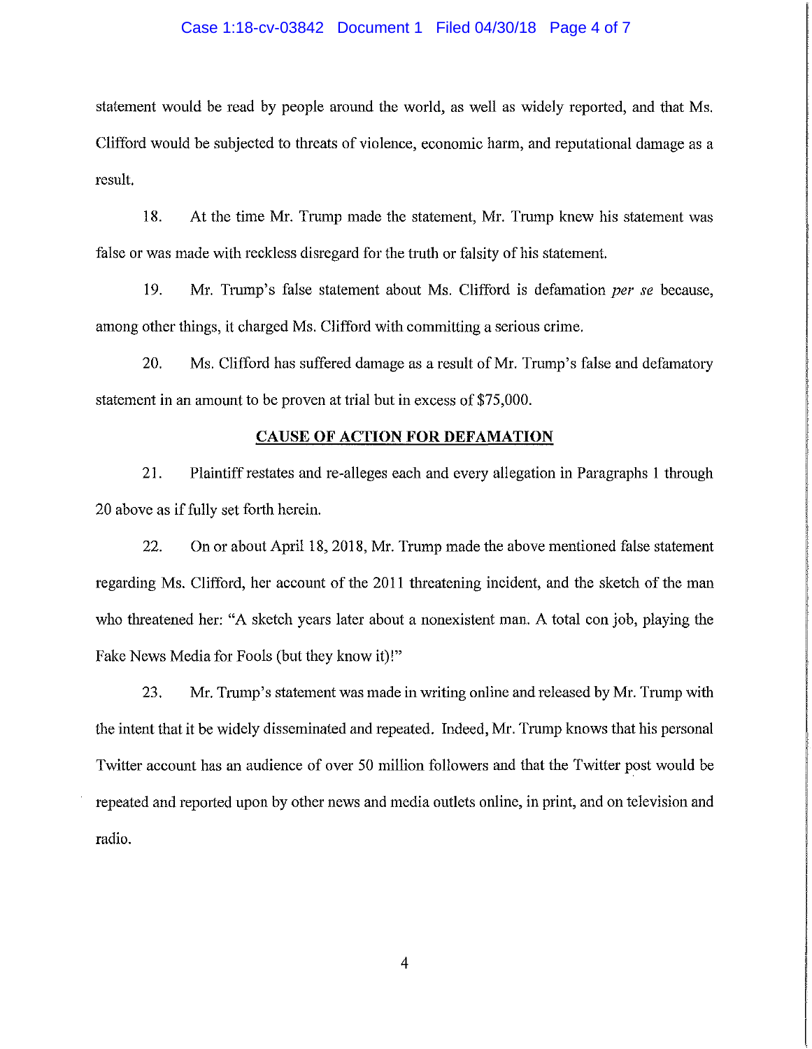statement would be read by people around the world, as well as widely reported, and that Ms. Clifford would be subjected to threats of violence, economic harm, and reputational damage as a result.

18. At the time Mr. Trump made the statement, Mr. Trump knew his statement was false or was made with reckless disregard for the truth or falsity of his statement.

19. Mr. Trump's false statement about Ms. Clifford is defamation *per se* because, among other things, it charged Ms. Clifford with committing a serious crime.

20. Ms. Clifford has suffered damage as a result of Mr. Trump's false and defamatory statement in an amount to be proven at trial but in excess of $75,000.

## CAUSE OF ACTION FOR DEFAMATION

21. Plaintiff restates and re-alleges each and every allegation in Paragraphs 1 through 20 above as if fully set forth herein.

22. On or about April 18, 2018, Mr. Trump made the above mentioned false statement regarding Ms. Clifford, her account of the 2011 threatening incident, and the sketch of the man who threatened her: "A sketch years later about a nonexistent man. A total con job, playing the Fake News Media for Fools (but they know it)!"

23. Mr. Trump's statement was made in writing online and released by Mr. Trump with the intent that it be widely disseminated and repeated. Indeed, Mr. Trump knows that his personal Twitter account has an audience of over 50 million followers and that the Twitter post would be repeated and reported upon by other news and media outlets online, in print, and on television and radio.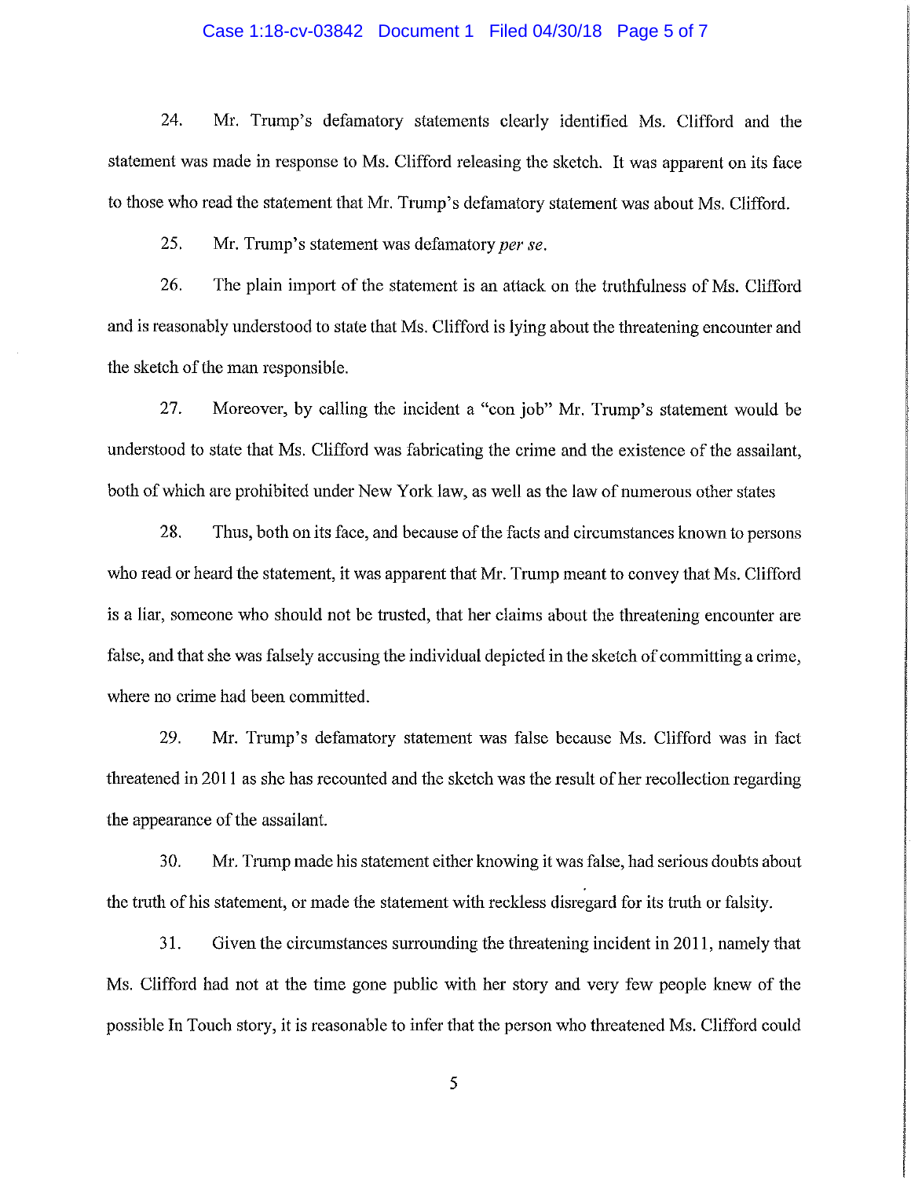24. Mr. Trump's defamatory statements clearly identified Ms. Clifford and the statement was made in response to Ms. Clifford releasing the sketch. It was apparent on its face to those who read the statement that Mr. Trump's defamatory statement was about Ms. Clifford.

25. Mr. Trump's statement was defamatory *per se*.

26. The plain import of the statement is an attack on the truthfulness of Ms. Clifford and is reasonably understood to state that Ms. Clifford is lying about the threatening encounter and the sketch of the man responsible.

27. Moreover, by calling the incident a "con job" Mr. Trump's statement would be understood to state that Ms. Clifford was fabricating the crime and the existence of the assailant, both of which are prohibited under New York law, as well as the law of numerous other states

28. Thus, both on its face, and because of the facts and circumstances known to persons who read or heard the statement, it was apparent that Mr. Trump meant to convey that Ms. Clifford is a liar, someone who should not be trusted, that her claims about the threatening encounter are false, and that she was falsely accusing the individual depicted in the sketch of committing a crime, where no crime had been committed.

29. Mr. Trump's defamatory statement was false because Ms. Clifford was in fact threatened in 2011 as she has recounted and the sketch was the result of her recollection regarding the appearance of the assailant.

30. Mr. Trump made his statement either knowing it was false, had serious doubts about the truth of his statement, or made the statement with reckless disregard for its truth or falsity.

31. Given the circumstances surrounding the threatening incident in 2011, namely that Ms. Clifford had not at the time gone public with her story and very few people knew of the possible In Touch story, it is reasonable to infer that the person who threatened Ms. Clifford could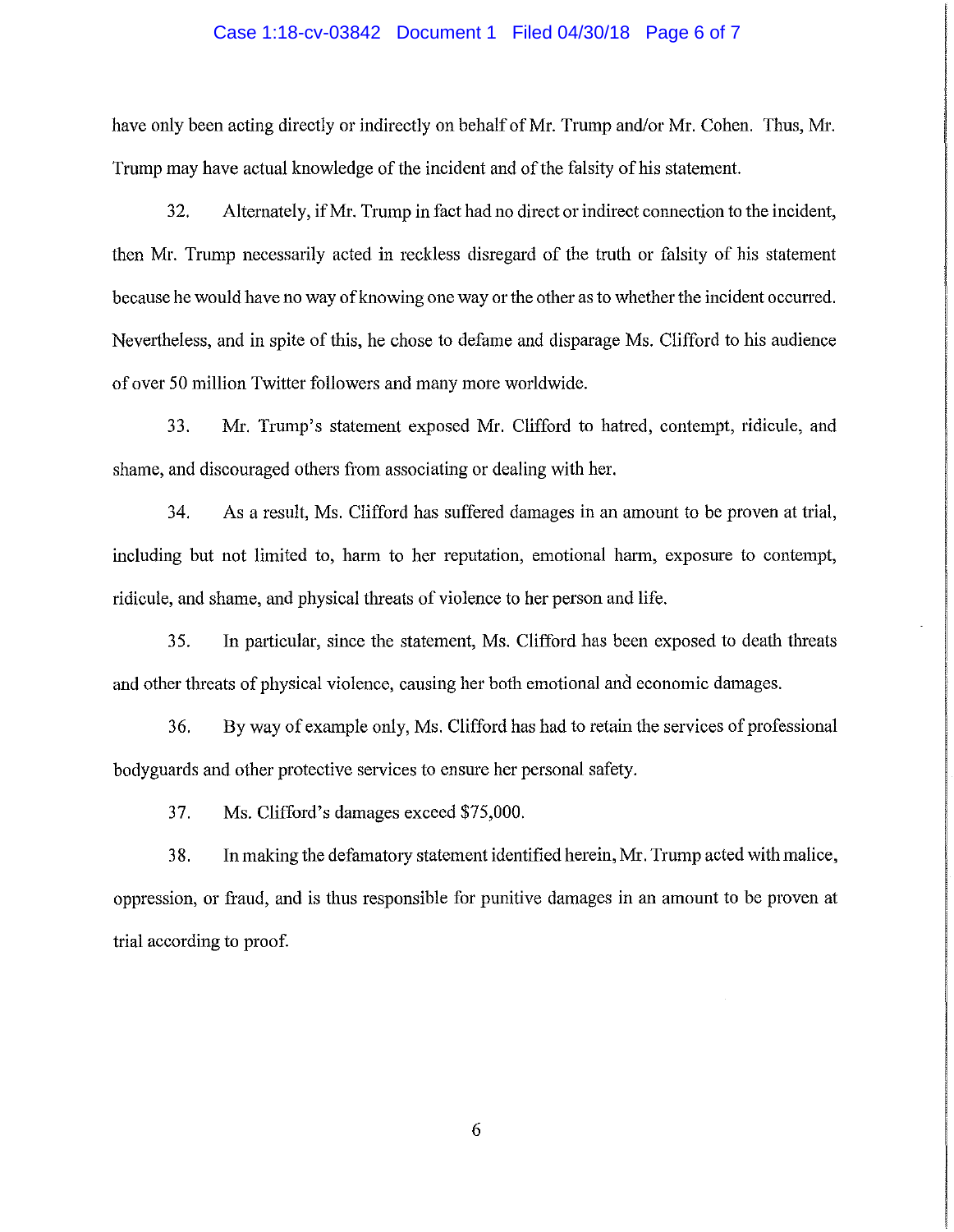have only been acting directly or indirectly on behalf of Mr. Trump and/or Mr. Cohen. Thus, Mr. Trump may have actual knowledge of the incident and of the falsity of his statement.

32. Alternately, if Mr. Trump in fact had no direct or indirect connection to the incident, then Mr. Trump necessarily acted in reckless disregard of the truth or falsity of his statement because he would have no way of knowing one way or the other as to whether the incident occurred. Nevertheless, and in spite of this, he chose to defame and disparage Ms. Clifford to his audience of over 50 million Twitter followers and many more worldwide.

33. Mr. Trump's statement exposed Mr. Clifford to hatred, contempt, ridicule, and shame, and discouraged others from associating or dealing with her.

34. As a result, Ms. Clifford has suffered damages in an amount to be proven at trial, including but not limited to, harm to her reputation, emotional harm, exposure to contempt, ridicule, and shame, and physical threats of violence to her person and life.

35. In particular, since the statement, Ms. Clifford has been exposed to death threats and other threats of physical violence, causing her both emotional and economic damages.

36. By way of example only, Ms. Clifford has had to retain the services of professional bodyguards and other protective services to ensure her personal safety.

37. Ms. Clifford's damages exceed $75,000.

38. In making the defamatory statement identified herein, Mr. Trump acted with malice, oppression, or fraud, and is thus responsible for punitive damages in an amount to be proven at trial according to proof.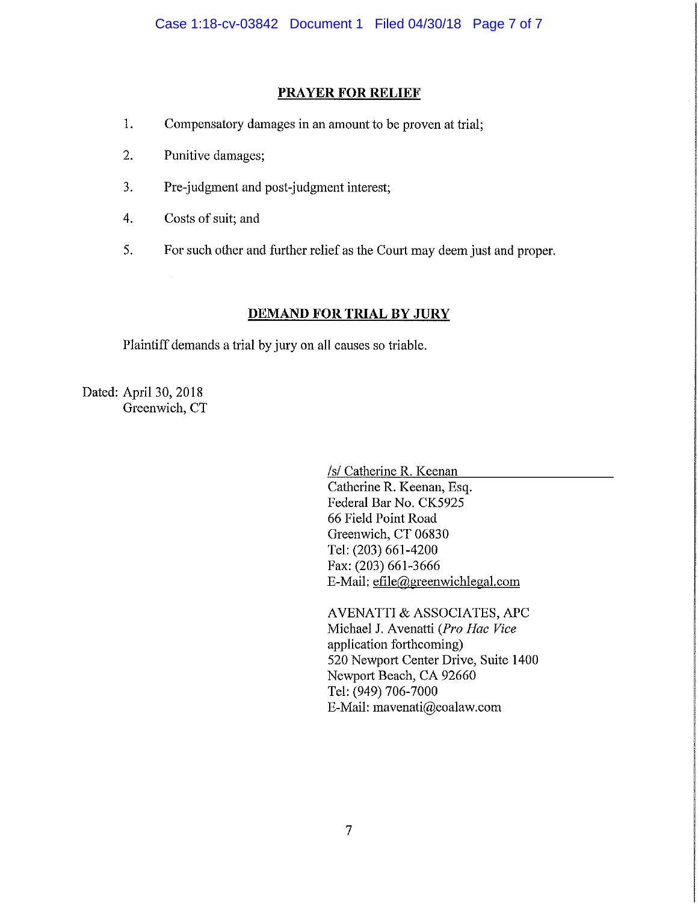## PRAYER FOR RELIEF

1. Compensatory damages in an amount to be proven at trial;
2. Punitive damages;
3. Pre-judgment and post-judgment interest;
4. Costs of suit; and
5. For such other and further relief as the Court may deem just and proper.

## DEMAND FOR TRIAL BY JURY

Plaintiff demands a trial by jury on all causes so triable.

Dated: April 30, 2018
Greenwich, CT

/s/ Catherine R. Keenan
Catherine R. Keenan, Esq.
Federal Bar No. CK5925
66 Field Point Road
Greenwich, CT 06830
Tel: (203) 661-4200
Fax: (203) 661-3666
E-Mail: efile@greenwichlegal.com

AVENATTI & ASSOCIATES, APC
Michael J. Avenatti (*Pro Hac Vice* application forthcoming)
520 Newport Center Drive, Suite 1400
Newport Beach, CA 92660
Tel: (949) 706-7000
E-Mail: mavenati@eoalaw.com